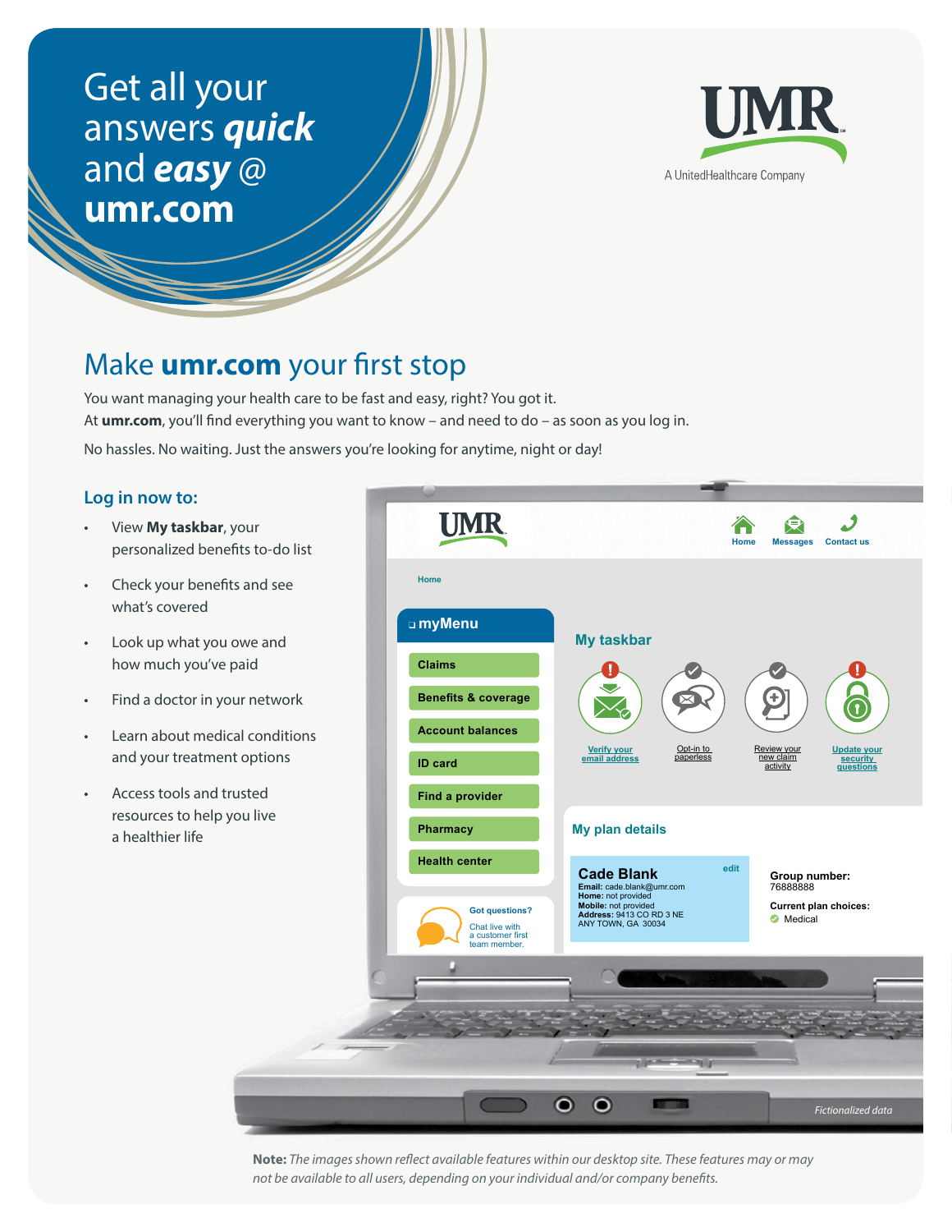# Get all your answers *quick* and *easy* @ umr.com

UMR
A UnitedHealthcare Company

## Make **umr.com** your first stop

You want managing your health care to be fast and easy, right? You got it.
At **umr.com**, you'll find everything you want to know – and need to do – as soon as you log in.

No hassles. No waiting. Just the answers you're looking for anytime, night or day!

### Log in now to:

- View **My taskbar**, your personalized benefits to-do list
- Check your benefits and see what's covered
- Look up what you owe and how much you've paid
- Find a doctor in your network
- Learn about medical conditions and your treatment options
- Access tools and trusted resources to help you live a healthier life

UMR

Home | Messages | Contact us

Home

**myMenu**
- Claims
- Benefits & coverage
- Account balances
- ID card
- Find a provider
- Pharmacy
- Health center

Got questions?
Chat live with a customer first team member.

**My taskbar**

Verify your email address | Opt-in to paperless | Review your new claim activity | Update your security questions

**My plan details**

**Cade Blank** edit
**Email:** cade.blank@umr.com
**Home:** not provided
**Mobile:** not provided
**Address:** 9413 CO RD 3 NE
ANY TOWN, GA 30034

**Group number:**
76888888

**Current plan choices:**
Medical

*Fictionalized data*

**Note:** *The images shown reflect available features within our desktop site. These features may or may not be available to all users, depending on your individual and/or company benefits.*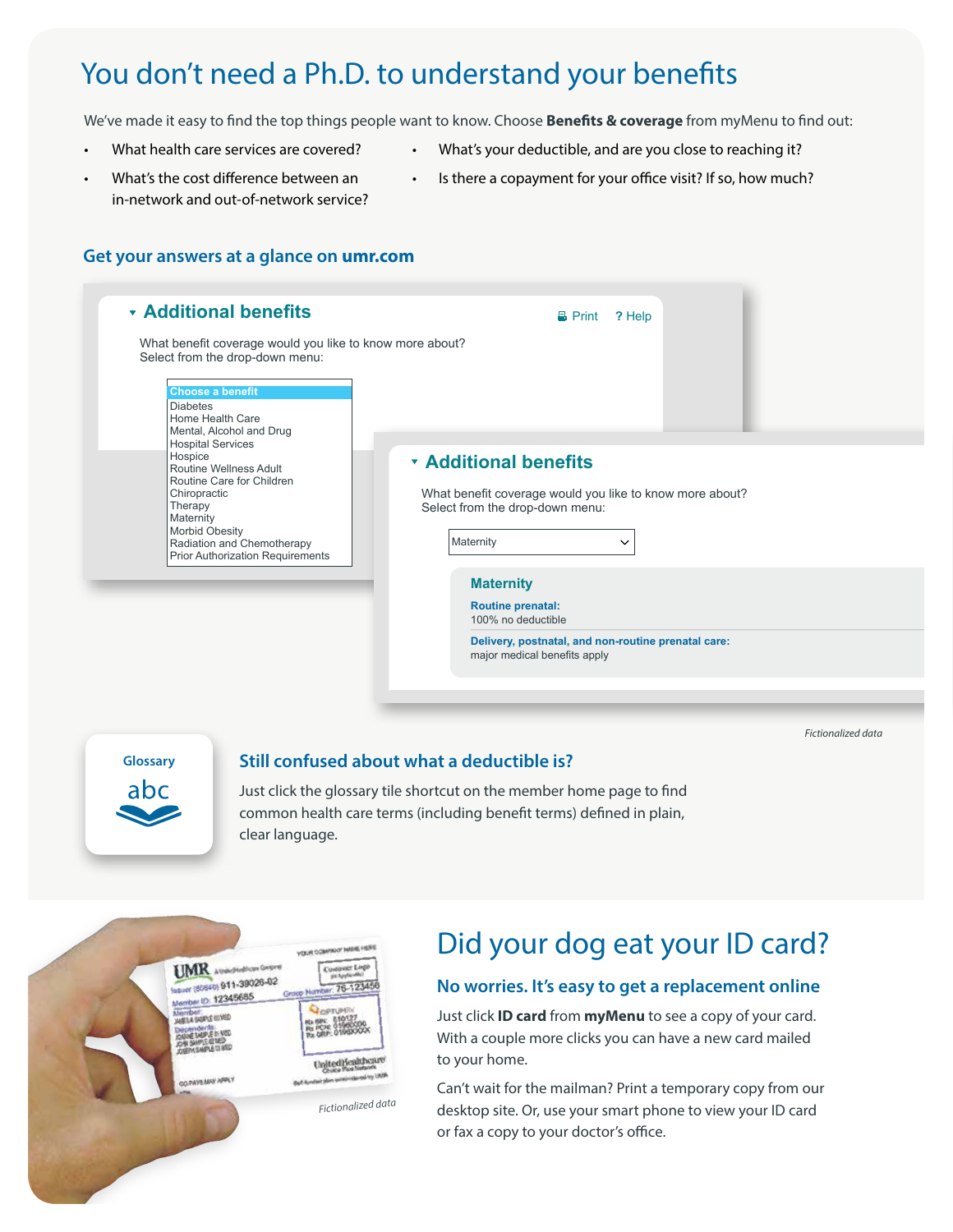# You don't need a Ph.D. to understand your benefits

We've made it easy to find the top things people want to know. Choose **Benefits & coverage** from myMenu to find out:

- What health care services are covered?
- What's the cost difference between an in-network and out-of-network service?
- What's your deductible, and are you close to reaching it?
- Is there a copayment for your office visit? If so, how much?

## Get your answers at a glance on umr.com

### Additional benefits

Print ? Help

What benefit coverage would you like to know more about?
Select from the drop-down menu:

Choose a benefit
Diabetes
Home Health Care
Mental, Alcohol and Drug
Hospital Services
Hospice
Routine Wellness Adult
Routine Care for Children
Chiropractic
Therapy
Maternity
Morbid Obesity
Radiation and Chemotherapy
Prior Authorization Requirements

### Additional benefits

What benefit coverage would you like to know more about?
Select from the drop-down menu:

Maternity

**Maternity**

**Routine prenatal:**
100% no deductible

**Delivery, postnatal, and non-routine prenatal care:**
major medical benefits apply

*Fictionalized data*

Glossary
abc

## Still confused about what a deductible is?

Just click the glossary tile shortcut on the member home page to find common health care terms (including benefit terms) defined in plain, clear language.

*Fictionalized data*

# Did your dog eat your ID card?

## No worries. It's easy to get a replacement online

Just click **ID card** from **myMenu** to see a copy of your card. With a couple more clicks you can have a new card mailed to your home.

Can't wait for the mailman? Print a temporary copy from our desktop site. Or, use your smart phone to view your ID card or fax a copy to your doctor's office.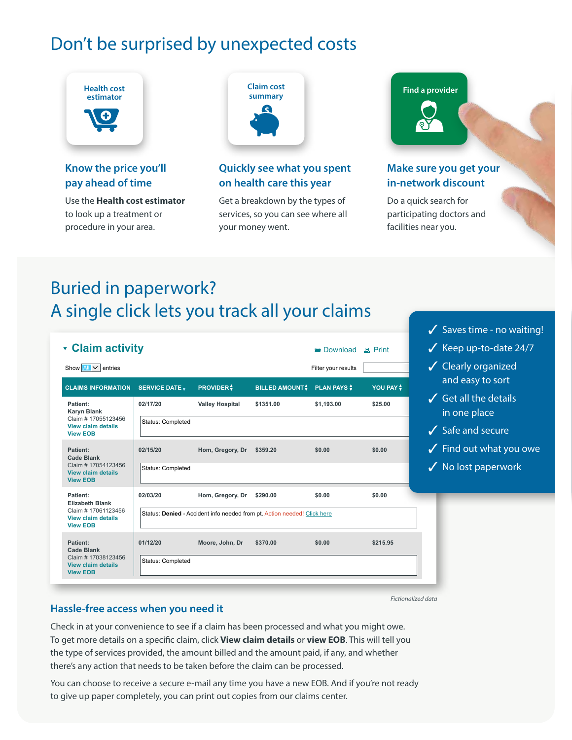# Don't be surprised by unexpected costs

Health cost estimator

### Know the price you'll pay ahead of time

Use the **Health cost estimator** to look up a treatment or procedure in your area.

Claim cost summary

### Quickly see what you spent on health care this year

Get a breakdown by the types of services, so you can see where all your money went.

Find a provider

### Make sure you get your in-network discount

Do a quick search for participating doctors and facilities near you.

# Buried in paperwork? A single click lets you track all your claims

**Claim activity**

Download | Print

Show All entries

Filter your results

| CLAIMS INFORMATION | SERVICE DATE | PROVIDER | BILLED AMOUNT | PLAN PAYS | YOU PAY |
|---|---|---|---|---|---|
| Patient: Karyn Blank<br>Claim # 17055123456<br>View claim details<br>View EOB | 02/17/20 | Valley Hospital | $1351.00 | $1,193.00 | $25.00 |
| | Status: Completed | | | | |
| Patient: Cade Blank<br>Claim # 17054123456<br>View claim details<br>View EOB | 02/15/20 | Hom, Gregory, Dr | $359.20 | $0.00 | $0.00 |
| | Status: Completed | | | | |
| Patient: Elizabeth Blank<br>Claim # 17061123456<br>View claim details<br>View EOB | 02/03/20 | Hom, Gregory, Dr | $290.00 | $0.00 | $0.00 |
| | Status: **Denied** - Accident info needed from pt. Action needed! Click here | | | | |
| Patient: Cade Blank<br>Claim # 17038123456<br>View claim details<br>View EOB | 01/12/20 | Moore, John, Dr | $370.00 | $0.00 | $215.95 |
| | Status: Completed | | | | |

*Fictionalized data*

- ✓ Saves time - no waiting!
- ✓ Keep up-to-date 24/7
- ✓ Clearly organized and easy to sort
- ✓ Get all the details in one place
- ✓ Safe and secure
- ✓ Find out what you owe
- ✓ No lost paperwork

### Hassle-free access when you need it

Check in at your convenience to see if a claim has been processed and what you might owe. To get more details on a specific claim, click **View claim details** or **view EOB**. This will tell you the type of services provided, the amount billed and the amount paid, if any, and whether there's any action that needs to be taken before the claim can be processed.

You can choose to receive a secure e-mail any time you have a new EOB. And if you're not ready to give up paper completely, you can print out copies from our claims center.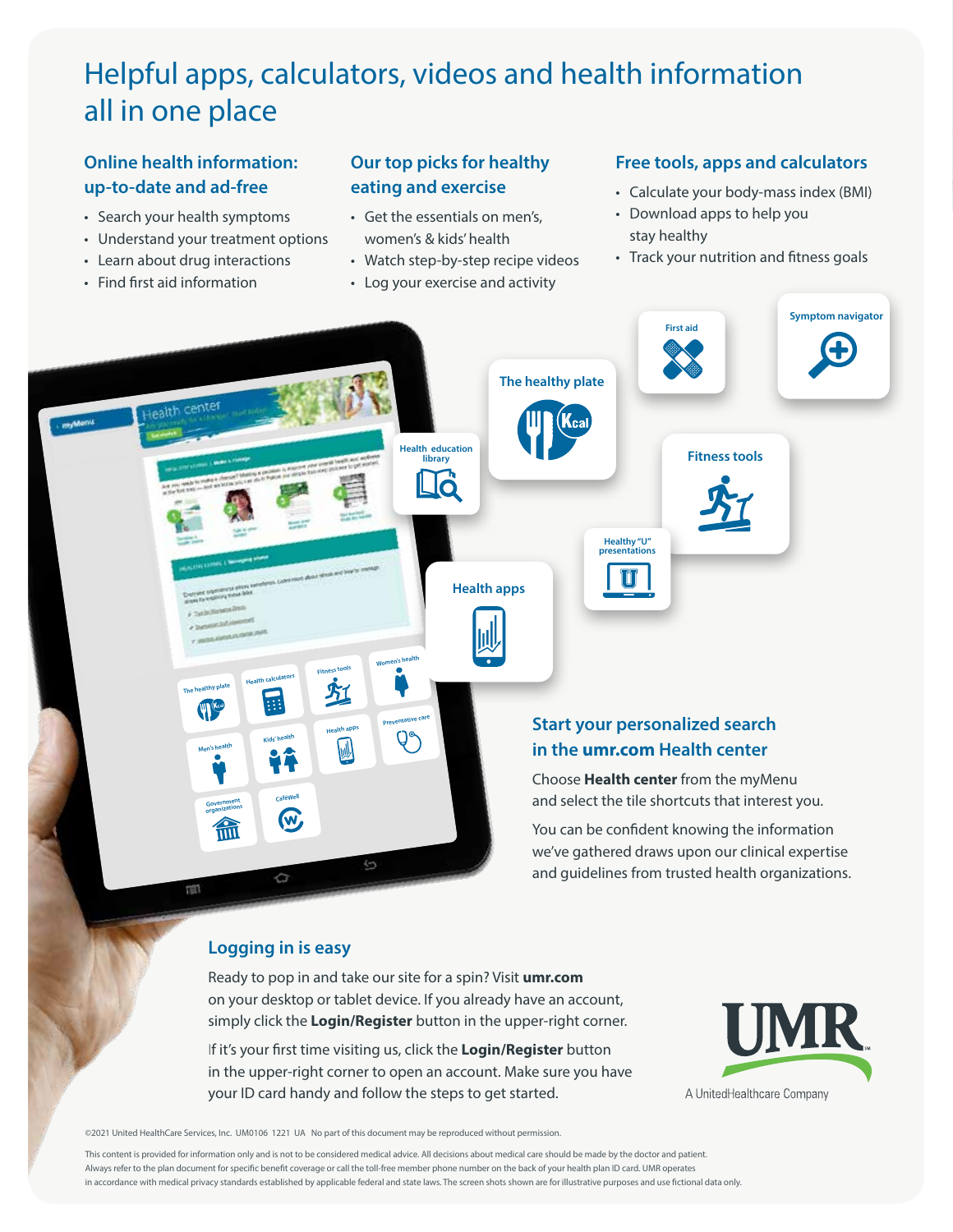# Helpful apps, calculators, videos and health information all in one place

## Online health information: up-to-date and ad-free

- Search your health symptoms
- Understand your treatment options
- Learn about drug interactions
- Find first aid information

## Our top picks for healthy eating and exercise

- Get the essentials on men's, women's & kids' health
- Watch step-by-step recipe videos
- Log your exercise and activity

## Free tools, apps and calculators

- Calculate your body-mass index (BMI)
- Download apps to help you stay healthy
- Track your nutrition and fitness goals

## Start your personalized search in the umr.com Health center

Choose **Health center** from the myMenu and select the tile shortcuts that interest you.

You can be confident knowing the information we've gathered draws upon our clinical expertise and guidelines from trusted health organizations.

## Logging in is easy

Ready to pop in and take our site for a spin? Visit **umr.com** on your desktop or tablet device. If you already have an account, simply click the **Login/Register** button in the upper-right corner.

If it's your first time visiting us, click the **Login/Register** button in the upper-right corner to open an account. Make sure you have your ID card handy and follow the steps to get started.

UMR
A UnitedHealthcare Company

©2021 United HealthCare Services, Inc. UM0106 1221 UA No part of this document may be reproduced without permission.

This content is provided for information only and is not to be considered medical advice. All decisions about medical care should be made by the doctor and patient. Always refer to the plan document for specific benefit coverage or call the toll-free member phone number on the back of your health plan ID card. UMR operates in accordance with medical privacy standards established by applicable federal and state laws. The screen shots shown are for illustrative purposes and use fictional data only.